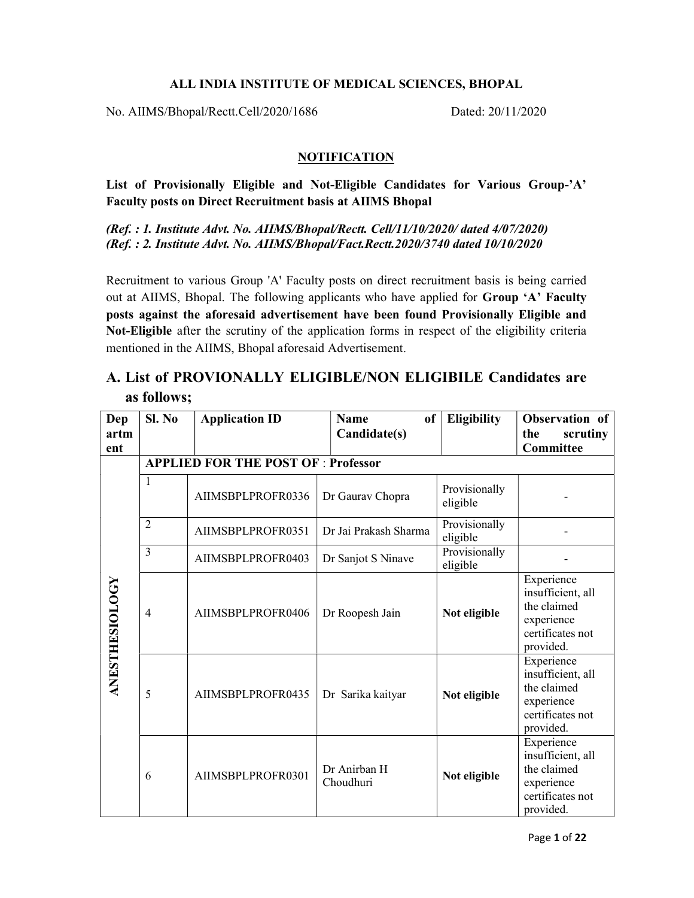**ALL INDIA INSTITUTE OF MEDICAL SCIENCES, BHOPAL**

No. AIIMS/Bhopal/Rectt.Cell/2020/1686 Dated: 20/11/2020

**NOTIFICATION**

**List of Provisionally Eligible and Not-Eligible Candidates for Various Group-'A' Faculty posts on Direct Recruitment basis at AIIMS Bhopal**

***(Ref. : 1. Institute Advt. No. AIIMS/Bhopal/Rectt. Cell/11/10/2020/ dated 4/07/2020)***
***(Ref. : 2. Institute Advt. No. AIIMS/Bhopal/Fact.Rectt.2020/3740 dated 10/10/2020***

Recruitment to various Group 'A' Faculty posts on direct recruitment basis is being carried out at AIIMS, Bhopal. The following applicants who have applied for **Group 'A' Faculty posts against the aforesaid advertisement have been found Provisionally Eligible and Not-Eligible** after the scrutiny of the application forms in respect of the eligibility criteria mentioned in the AIIMS, Bhopal aforesaid Advertisement.

## A. List of PROVIONALLY ELIGIBLE/NON ELIGIBILE Candidates are as follows;

| Department | Sl. No | Application ID | Name of Candidate(s) | Eligibility | Observation of the scrutiny Committee |
|---|---|---|---|---|---|
| ANESTHESIOLOGY | **APPLIED FOR THE POST OF** : **Professor** | | | | |
| | 1 | AIIMSBPLPROFR0336 | Dr Gaurav Chopra | Provisionally eligible | - |
| | 2 | AIIMSBPLPROFR0351 | Dr Jai Prakash Sharma | Provisionally eligible | - |
| | 3 | AIIMSBPLPROFR0403 | Dr Sanjot S Ninave | Provisionally eligible | - |
| | 4 | AIIMSBPLPROFR0406 | Dr Roopesh Jain | **Not eligible** | Experience insufficient, all the claimed experience certificates not provided. |
| | 5 | AIIMSBPLPROFR0435 | Dr Sarika kaityar | **Not eligible** | Experience insufficient, all the claimed experience certificates not provided. |
| | 6 | AIIMSBPLPROFR0301 | Dr Anirban H Choudhuri | **Not eligible** | Experience insufficient, all the claimed experience certificates not provided. |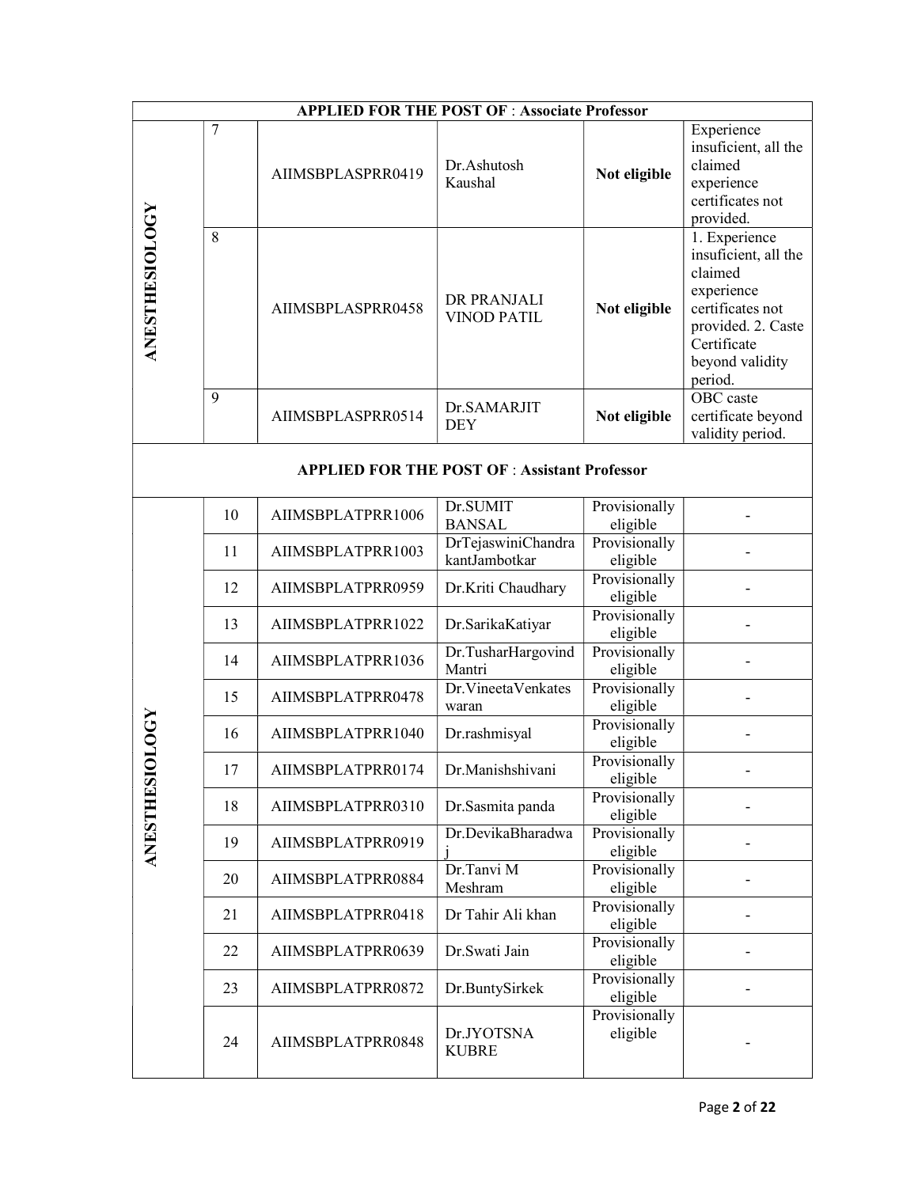| APPLIED FOR THE POST OF : Associate Professor | | | | | |
|---|---|---|---|---|---|
| ANESTHESIOLOGY | 7 | AIIMSBPLASPRR0419 | Dr.Ashutosh Kaushal | **Not eligible** | Experience insuficient, all the claimed experience certificates not provided. |
| | 8 | AIIMSBPLASPRR0458 | DR PRANJALI VINOD PATIL | **Not eligible** | 1. Experience insuficient, all the claimed experience certificates not provided. 2. Caste Certificate beyond validity period. |
| | 9 | AIIMSBPLASPRR0514 | Dr.SAMARJIT DEY | **Not eligible** | OBC caste certificate beyond validity period. |

| APPLIED FOR THE POST OF : Assistant Professor | | | | | |
|---|---|---|---|---|---|
| ANESTHESIOLOGY | 10 | AIIMSBPLATPRR1006 | Dr.SUMIT BANSAL | Provisionally eligible | - |
| | 11 | AIIMSBPLATPRR1003 | DrTejaswiniChandrakantJambotkar | Provisionally eligible | - |
| | 12 | AIIMSBPLATPRR0959 | Dr.Kriti Chaudhary | Provisionally eligible | - |
| | 13 | AIIMSBPLATPRR1022 | Dr.SarikaKatiyar | Provisionally eligible | - |
| | 14 | AIIMSBPLATPRR1036 | Dr.TusharHargovind Mantri | Provisionally eligible | - |
| | 15 | AIIMSBPLATPRR0478 | Dr.VineetaVenkateswaran | Provisionally eligible | - |
| | 16 | AIIMSBPLATPRR1040 | Dr.rashmisyal | Provisionally eligible | - |
| | 17 | AIIMSBPLATPRR0174 | Dr.Manishshivani | Provisionally eligible | - |
| | 18 | AIIMSBPLATPRR0310 | Dr.Sasmita panda | Provisionally eligible | - |
| | 19 | AIIMSBPLATPRR0919 | Dr.DevikaBharadwaj | Provisionally eligible | - |
| | 20 | AIIMSBPLATPRR0884 | Dr.Tanvi M Meshram | Provisionally eligible | - |
| | 21 | AIIMSBPLATPRR0418 | Dr Tahir Ali khan | Provisionally eligible | - |
| | 22 | AIIMSBPLATPRR0639 | Dr.Swati Jain | Provisionally eligible | - |
| | 23 | AIIMSBPLATPRR0872 | Dr.BuntySirkek | Provisionally eligible | - |
| | 24 | AIIMSBPLATPRR0848 | Dr.JYOTSNA KUBRE | Provisionally eligible | - |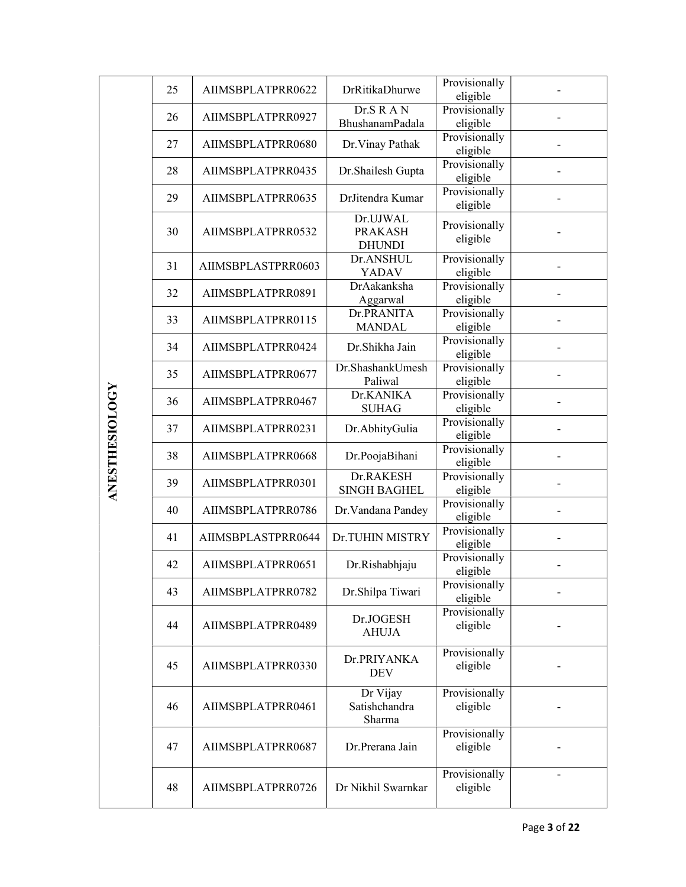| | | | | |
|---|---|---|---|---|
| ANESTHESIOLOGY | 25 | AIIMSBPLATPRR0622 | DrRitikaDhurwe | Provisionally eligible | - |
| | 26 | AIIMSBPLATPRR0927 | Dr.S R A N BhushanamPadala | Provisionally eligible | - |
| | 27 | AIIMSBPLATPRR0680 | Dr.Vinay Pathak | Provisionally eligible | - |
| | 28 | AIIMSBPLATPRR0435 | Dr.Shailesh Gupta | Provisionally eligible | - |
| | 29 | AIIMSBPLATPRR0635 | DrJitendra Kumar | Provisionally eligible | - |
| | 30 | AIIMSBPLATPRR0532 | Dr.UJWAL PRAKASH DHUNDI | Provisionally eligible | - |
| | 31 | AIIMSBPLASTPRR0603 | Dr.ANSHUL YADAV | Provisionally eligible | - |
| | 32 | AIIMSBPLATPRR0891 | DrAakanksha Aggarwal | Provisionally eligible | - |
| | 33 | AIIMSBPLATPRR0115 | Dr.PRANITA MANDAL | Provisionally eligible | - |
| | 34 | AIIMSBPLATPRR0424 | Dr.Shikha Jain | Provisionally eligible | - |
| | 35 | AIIMSBPLATPRR0677 | Dr.ShashankUmesh Paliwal | Provisionally eligible | - |
| | 36 | AIIMSBPLATPRR0467 | Dr.KANIKA SUHAG | Provisionally eligible | - |
| | 37 | AIIMSBPLATPRR0231 | Dr.AbhityGulia | Provisionally eligible | - |
| | 38 | AIIMSBPLATPRR0668 | Dr.PoojaBihani | Provisionally eligible | - |
| | 39 | AIIMSBPLATPRR0301 | Dr.RAKESH SINGH BAGHEL | Provisionally eligible | - |
| | 40 | AIIMSBPLATPRR0786 | Dr.Vandana Pandey | Provisionally eligible | - |
| | 41 | AIIMSBPLASTPRR0644 | Dr.TUHIN MISTRY | Provisionally eligible | - |
| | 42 | AIIMSBPLATPRR0651 | Dr.Rishabhjaju | Provisionally eligible | - |
| | 43 | AIIMSBPLATPRR0782 | Dr.Shilpa Tiwari | Provisionally eligible | - |
| | 44 | AIIMSBPLATPRR0489 | Dr.JOGESH AHUJA | Provisionally eligible | - |
| | 45 | AIIMSBPLATPRR0330 | Dr.PRIYANKA DEV | Provisionally eligible | - |
| | 46 | AIIMSBPLATPRR0461 | Dr Vijay Satishchandra Sharma | Provisionally eligible | - |
| | 47 | AIIMSBPLATPRR0687 | Dr.Prerana Jain | Provisionally eligible | - |
| | 48 | AIIMSBPLATPRR0726 | Dr Nikhil Swarnkar | Provisionally eligible | - |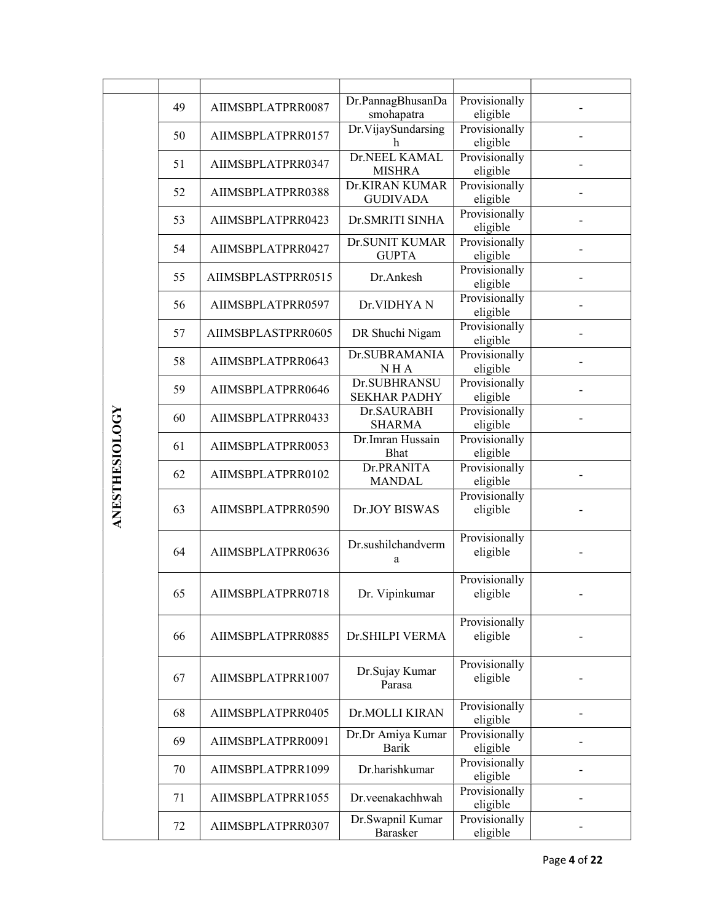| | | | | | |
|---|---|---|---|---|---|
| ANESTHESIOLOGY | 49 | AIIMSBPLATPRR0087 | Dr.PannagBhusanDasmohapatra | Provisionally eligible | - |
| | 50 | AIIMSBPLATPRR0157 | Dr.VijaySundarsingh | Provisionally eligible | - |
| | 51 | AIIMSBPLATPRR0347 | Dr.NEEL KAMAL MISHRA | Provisionally eligible | - |
| | 52 | AIIMSBPLATPRR0388 | Dr.KIRAN KUMAR GUDIVADA | Provisionally eligible | - |
| | 53 | AIIMSBPLATPRR0423 | Dr.SMRITI SINHA | Provisionally eligible | - |
| | 54 | AIIMSBPLATPRR0427 | Dr.SUNIT KUMAR GUPTA | Provisionally eligible | - |
| | 55 | AIIMSBPLASTPRR0515 | Dr.Ankesh | Provisionally eligible | - |
| | 56 | AIIMSBPLATPRR0597 | Dr.VIDHYA N | Provisionally eligible | - |
| | 57 | AIIMSBPLASTPRR0605 | DR Shuchi Nigam | Provisionally eligible | - |
| | 58 | AIIMSBPLATPRR0643 | Dr.SUBRAMANIA N H A | Provisionally eligible | - |
| | 59 | AIIMSBPLATPRR0646 | Dr.SUBHRANSU SEKHAR PADHY | Provisionally eligible | - |
| | 60 | AIIMSBPLATPRR0433 | Dr.SAURABH SHARMA | Provisionally eligible | - |
| | 61 | AIIMSBPLATPRR0053 | Dr.Imran Hussain Bhat | Provisionally eligible | |
| | 62 | AIIMSBPLATPRR0102 | Dr.PRANITA MANDAL | Provisionally eligible | - |
| | 63 | AIIMSBPLATPRR0590 | Dr.JOY BISWAS | Provisionally eligible | - |
| | 64 | AIIMSBPLATPRR0636 | Dr.sushilchandverma | Provisionally eligible | - |
| | 65 | AIIMSBPLATPRR0718 | Dr. Vipinkumar | Provisionally eligible | - |
| | 66 | AIIMSBPLATPRR0885 | Dr.SHILPI VERMA | Provisionally eligible | - |
| | 67 | AIIMSBPLATPRR1007 | Dr.Sujay Kumar Parasa | Provisionally eligible | - |
| | 68 | AIIMSBPLATPRR0405 | Dr.MOLLI KIRAN | Provisionally eligible | - |
| | 69 | AIIMSBPLATPRR0091 | Dr.Dr Amiya Kumar Barik | Provisionally eligible | - |
| | 70 | AIIMSBPLATPRR1099 | Dr.harishkumar | Provisionally eligible | - |
| | 71 | AIIMSBPLATPRR1055 | Dr.veenakachhwah | Provisionally eligible | - |
| | 72 | AIIMSBPLATPRR0307 | Dr.Swapnil Kumar Barasker | Provisionally eligible | - |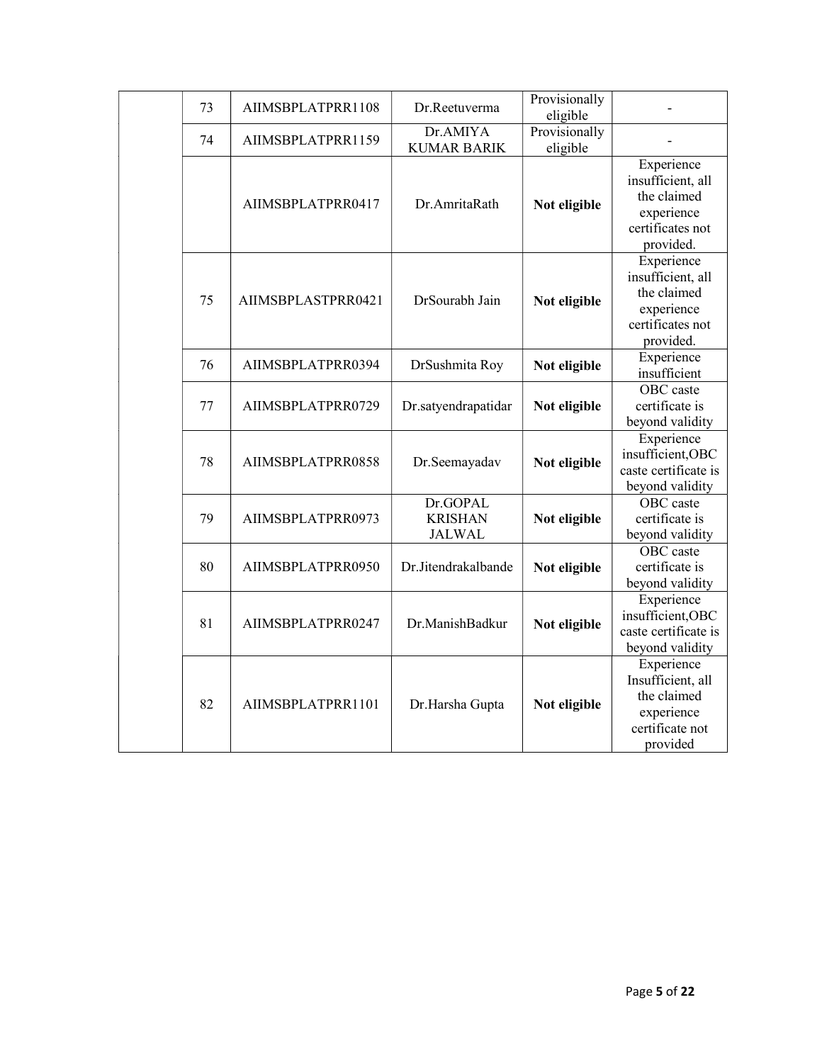| | | | | | |
|---|---|---|---|---|---|
| | 73 | AIIMSBPLATPRR1108 | Dr.Reetuverma | Provisionally eligible | - |
| | 74 | AIIMSBPLATPRR1159 | Dr.AMIYA KUMAR BARIK | Provisionally eligible | - |
| | | AIIMSBPLATPRR0417 | Dr.AmritaRath | **Not eligible** | Experience insufficient, all the claimed experience certificates not provided. |
| | 75 | AIIMSBPLASTPRR0421 | DrSourabh Jain | **Not eligible** | Experience insufficient, all the claimed experience certificates not provided. |
| | 76 | AIIMSBPLATPRR0394 | DrSushmita Roy | **Not eligible** | Experience insufficient |
| | 77 | AIIMSBPLATPRR0729 | Dr.satyendrapatidar | **Not eligible** | OBC caste certificate is beyond validity |
| | 78 | AIIMSBPLATPRR0858 | Dr.Seemayadav | **Not eligible** | Experience insufficient,OBC caste certificate is beyond validity |
| | 79 | AIIMSBPLATPRR0973 | Dr.GOPAL KRISHAN JALWAL | **Not eligible** | OBC caste certificate is beyond validity |
| | 80 | AIIMSBPLATPRR0950 | Dr.Jitendrakalbande | **Not eligible** | OBC caste certificate is beyond validity |
| | 81 | AIIMSBPLATPRR0247 | Dr.ManishBadkur | **Not eligible** | Experience insufficient,OBC caste certificate is beyond validity |
| | 82 | AIIMSBPLATPRR1101 | Dr.Harsha Gupta | **Not eligible** | Experience Insufficient, all the claimed experience certificate not provided |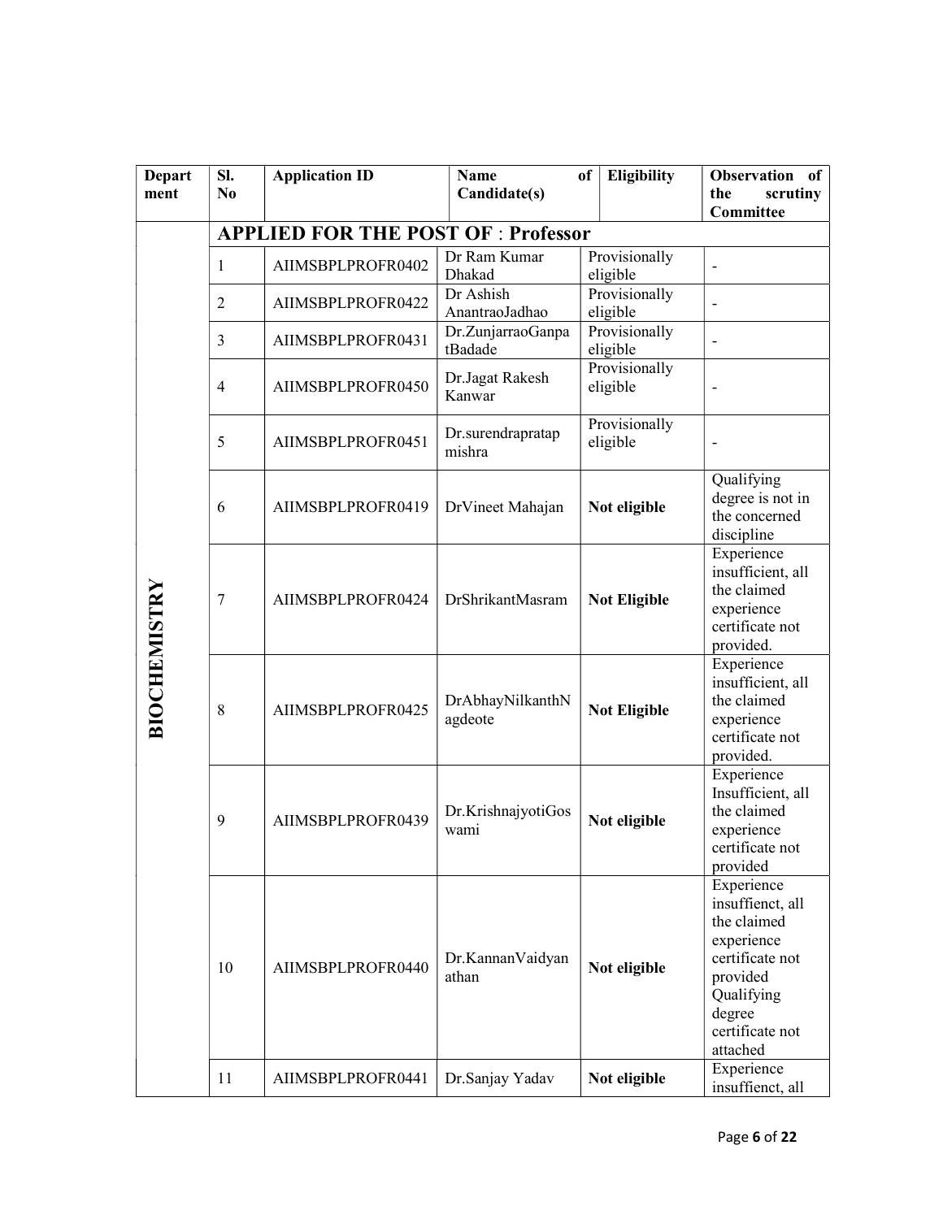| Department | Sl. No | Application ID | Name of Candidate(s) | Eligibility | Observation of the scrutiny Committee |
|---|---|---|---|---|---|
| | **APPLIED FOR THE POST OF : Professor** | | | | |
| BIOCHEMISTRY | 1 | AIIMSBPLPROFR0402 | Dr Ram Kumar Dhakad | Provisionally eligible | - |
| | 2 | AIIMSBPLPROFR0422 | Dr Ashish AnantraoJadhao | Provisionally eligible | - |
| | 3 | AIIMSBPLPROFR0431 | Dr.ZunjarraoGanpatBadade | Provisionally eligible | - |
| | 4 | AIIMSBPLPROFR0450 | Dr.Jagat Rakesh Kanwar | Provisionally eligible | - |
| | 5 | AIIMSBPLPROFR0451 | Dr.surendrapratap mishra | Provisionally eligible | - |
| | 6 | AIIMSBPLPROFR0419 | DrVineet Mahajan | **Not eligible** | Qualifying degree is not in the concerned discipline |
| | 7 | AIIMSBPLPROFR0424 | DrShrikantMasram | **Not Eligible** | Experience insufficient, all the claimed experience certificate not provided. |
| | 8 | AIIMSBPLPROFR0425 | DrAbhayNilkanthNagdeote | **Not Eligible** | Experience insufficient, all the claimed experience certificate not provided. |
| | 9 | AIIMSBPLPROFR0439 | Dr.KrishnajyotiGoswami | **Not eligible** | Experience Insufficient, all the claimed experience certificate not provided |
| | 10 | AIIMSBPLPROFR0440 | Dr.KannanVaidyanathan | **Not eligible** | Experience insuffienct, all the claimed experience certificate not provided Qualifying degree certificate not attached |
| | 11 | AIIMSBPLPROFR0441 | Dr.Sanjay Yadav | **Not eligible** | Experience insuffienct, all |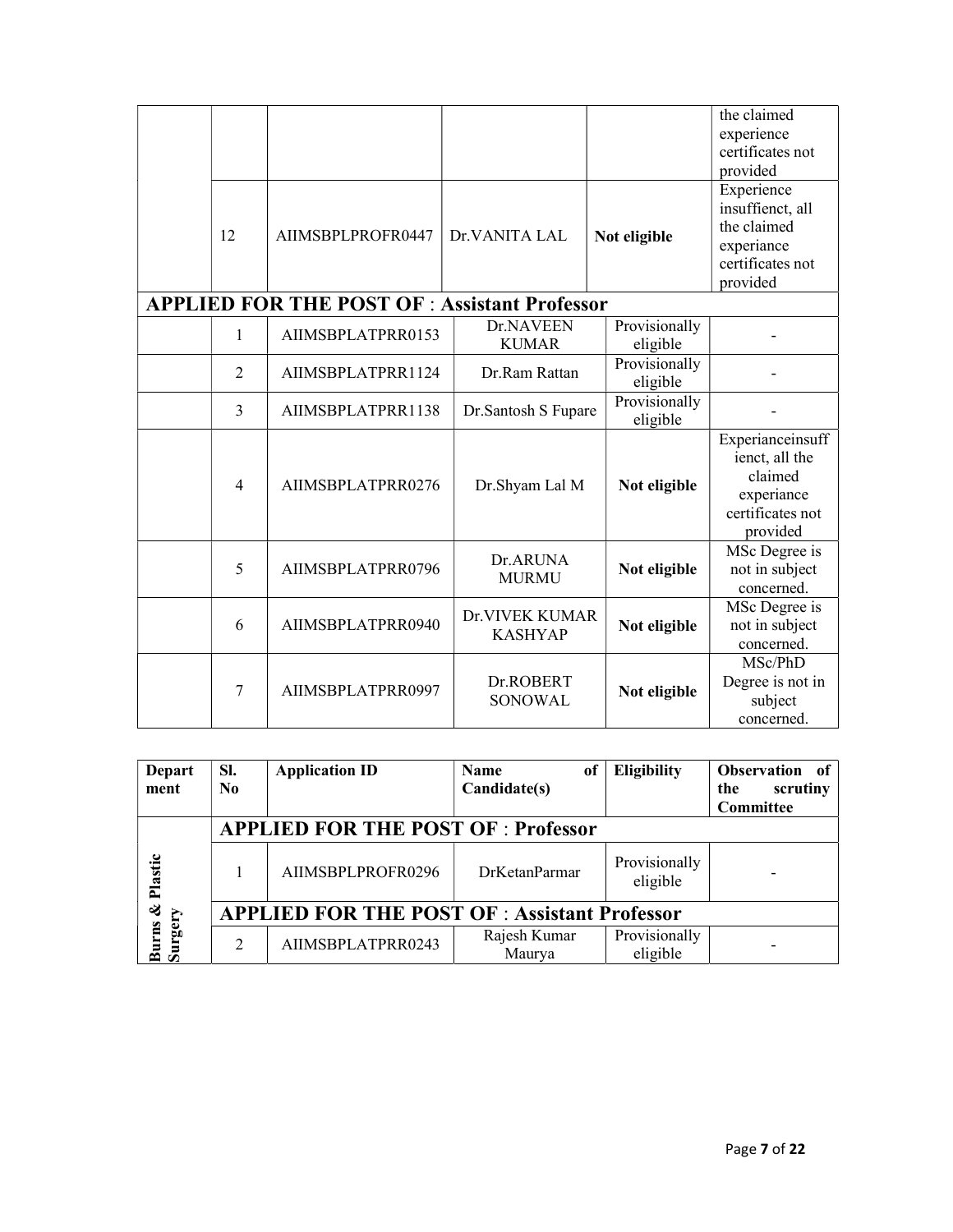| | | | | | |
|---|---|---|---|---|---|
| | | | | | the claimed experience certificates not provided |
| | 12 | AIIMSBPLPROFR0447 | Dr.VANITA LAL | **Not eligible** | Experience insuffienct, all the claimed experiance certificates not provided |
| **APPLIED FOR THE POST OF** : **Assistant Professor** | | | | | |
| | 1 | AIIMSBPLATPRR0153 | Dr.NAVEEN KUMAR | Provisionally eligible | - |
| | 2 | AIIMSBPLATPRR1124 | Dr.Ram Rattan | Provisionally eligible | - |
| | 3 | AIIMSBPLATPRR1138 | Dr.Santosh S Fupare | Provisionally eligible | - |
| | 4 | AIIMSBPLATPRR0276 | Dr.Shyam Lal M | **Not eligible** | Experianceinsuffienct, all the claimed experiance certificates not provided |
| | 5 | AIIMSBPLATPRR0796 | Dr.ARUNA MURMU | **Not eligible** | MSc Degree is not in subject concerned. |
| | 6 | AIIMSBPLATPRR0940 | Dr.VIVEK KUMAR KASHYAP | **Not eligible** | MSc Degree is not in subject concerned. |
| | 7 | AIIMSBPLATPRR0997 | Dr.ROBERT SONOWAL | **Not eligible** | MSc/PhD Degree is not in subject concerned. |

| Department | Sl. No | Application ID | Name of Candidate(s) | Eligibility | Observation of the scrutiny Committee |
|---|---|---|---|---|---|
| **Burns & Plastic Surgery** | **APPLIED FOR THE POST OF** : **Professor** | | | | |
| | 1 | AIIMSBPLPROFR0296 | DrKetanParmar | Provisionally eligible | - |
| | **APPLIED FOR THE POST OF** : **Assistant Professor** | | | | |
| | 2 | AIIMSBPLATPRR0243 | Rajesh Kumar Maurya | Provisionally eligible | - |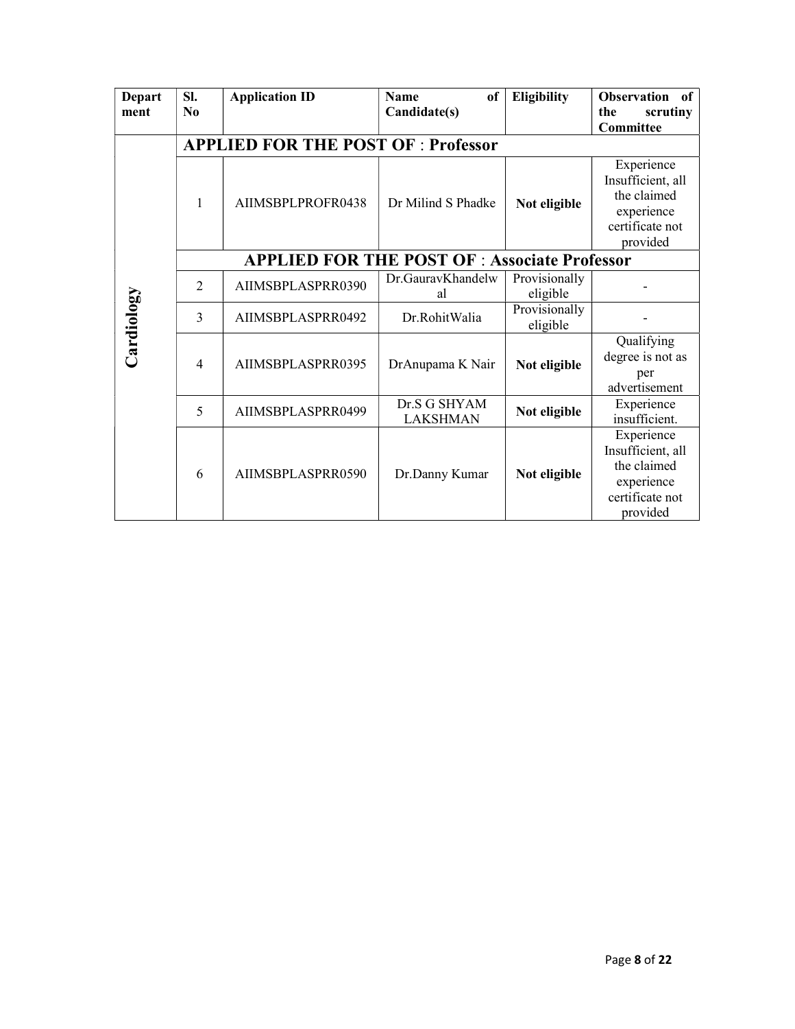| Department | Sl. No | Application ID | Name of Candidate(s) | Eligibility | Observation of the scrutiny Committee |
|---|---|---|---|---|---|
| Cardiology | **APPLIED FOR THE POST OF** : **Professor** | | | | |
| | 1 | AIIMSBPLPROFR0438 | Dr Milind S Phadke | **Not eligible** | Experience Insufficient, all the claimed experience certificate not provided |
| | **APPLIED FOR THE POST OF** : **Associate Professor** | | | | |
| | 2 | AIIMSBPLASPRR0390 | Dr.GauravKhandelwal | Provisionally eligible | - |
| | 3 | AIIMSBPLASPRR0492 | Dr.RohitWalia | Provisionally eligible | - |
| | 4 | AIIMSBPLASPRR0395 | DrAnupama K Nair | **Not eligible** | Qualifying degree is not as per advertisement |
| | 5 | AIIMSBPLASPRR0499 | Dr.S G SHYAM LAKSHMAN | **Not eligible** | Experience insufficient. |
| | 6 | AIIMSBPLASPRR0590 | Dr.Danny Kumar | **Not eligible** | Experience Insufficient, all the claimed experience certificate not provided |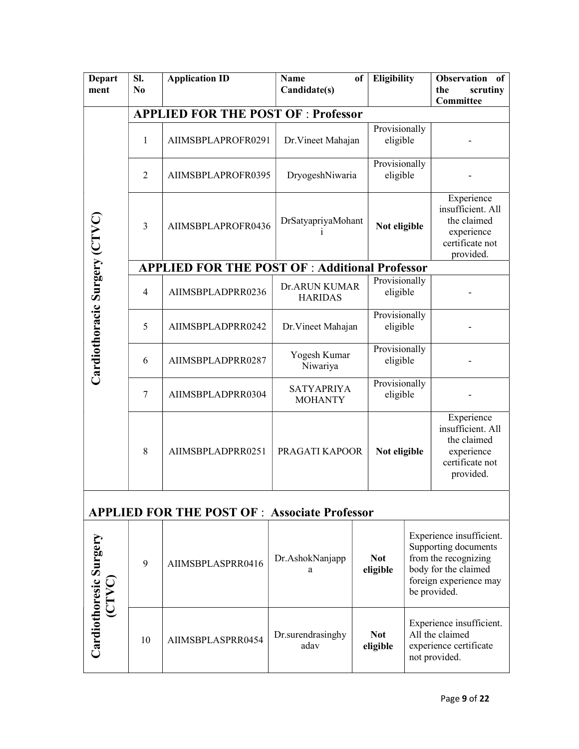| Department | Sl. No | Application ID | Name of Candidate(s) | Eligibility | Observation of the scrutiny Committee |
|---|---|---|---|---|---|
| Cardiothoracic Surgery (CTVC) | **APPLIED FOR THE POST OF : Professor** | | | | |
| | 1 | AIIMSBPLAPROFR0291 | Dr.Vineet Mahajan | Provisionally eligible | - |
| | 2 | AIIMSBPLAPROFR0395 | DryogeshNiwaria | Provisionally eligible | - |
| | 3 | AIIMSBPLAPROFR0436 | DrSatyapriyaMohanti | **Not eligible** | Experience insufficient. All the claimed experience certificate not provided. |
| | **APPLIED FOR THE POST OF : Additional Professor** | | | | |
| | 4 | AIIMSBPLADPRR0236 | Dr.ARUN KUMAR HARIDAS | Provisionally eligible | - |
| | 5 | AIIMSBPLADPRR0242 | Dr.Vineet Mahajan | Provisionally eligible | - |
| | 6 | AIIMSBPLADPRR0287 | Yogesh Kumar Niwariya | Provisionally eligible | - |
| | 7 | AIIMSBPLADPRR0304 | SATYAPRIYA MOHANTY | Provisionally eligible | - |
| | 8 | AIIMSBPLADPRR0251 | PRAGATI KAPOOR | **Not eligible** | Experience insufficient. All the claimed experience certificate not provided. |

**APPLIED FOR THE POST OF : Associate Professor**

| Department | Sl. No | Application ID | Name of Candidate(s) | Eligibility | Observation of the scrutiny Committee |
|---|---|---|---|---|---|
| Cardiothoresic Surgery (CTVC) | 9 | AIIMSBPLASPRR0416 | Dr.AshokNanjappa | **Not eligible** | Experience insufficient. Supporting documents from the recognizing body for the claimed foreign experience may be provided. |
| | 10 | AIIMSBPLASPRR0454 | Dr.surendrasinghyadav | **Not eligible** | Experience insufficient. All the claimed experience certificate not provided. |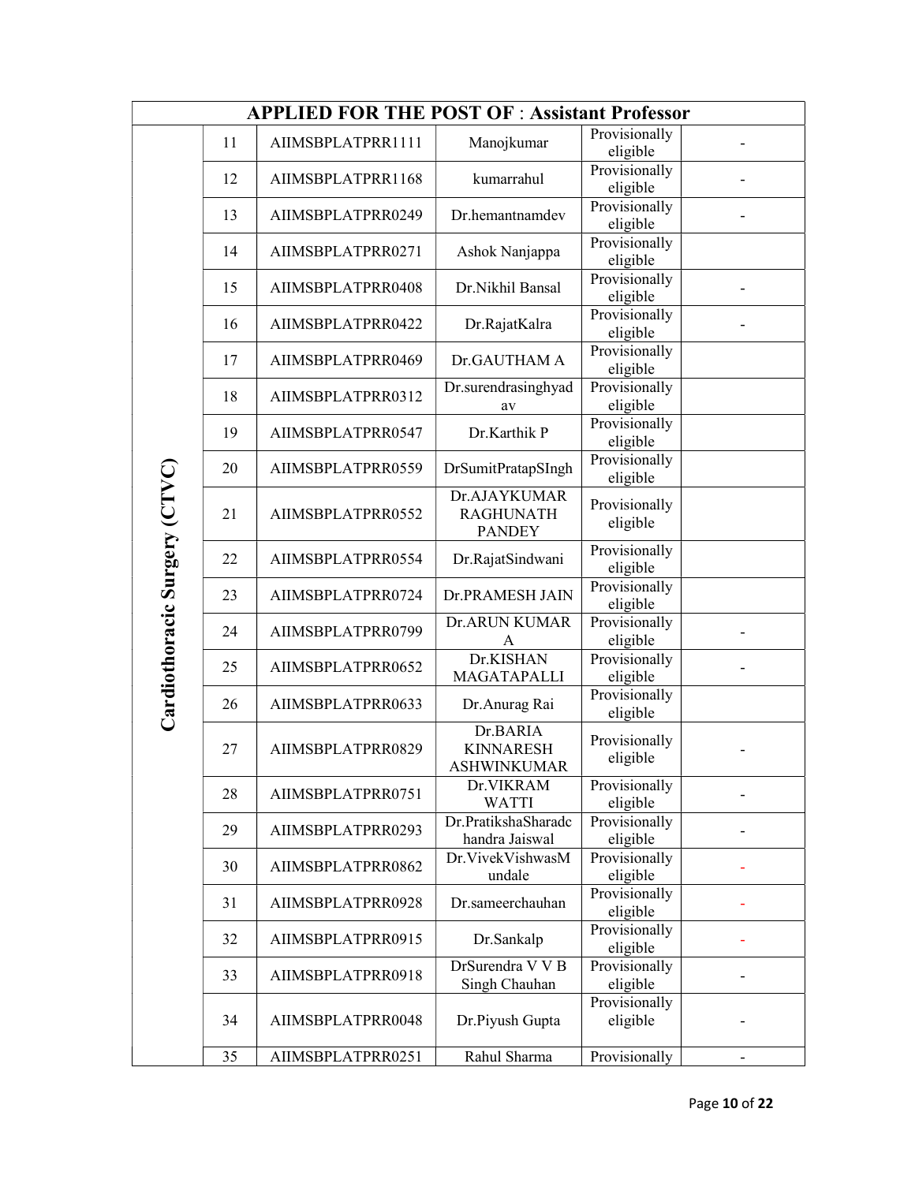| APPLIED FOR THE POST OF : Assistant Professor | | | | | |
|---|---|---|---|---|---|
| Cardiothoracic Surgery (CTVC) | 11 | AIIMSBPLATPRR1111 | Manojkumar | Provisionally eligible | - |
| | 12 | AIIMSBPLATPRR1168 | kumarrahul | Provisionally eligible | - |
| | 13 | AIIMSBPLATPRR0249 | Dr.hemantnamdev | Provisionally eligible | - |
| | 14 | AIIMSBPLATPRR0271 | Ashok Nanjappa | Provisionally eligible | |
| | 15 | AIIMSBPLATPRR0408 | Dr.Nikhil Bansal | Provisionally eligible | - |
| | 16 | AIIMSBPLATPRR0422 | Dr.RajatKalra | Provisionally eligible | - |
| | 17 | AIIMSBPLATPRR0469 | Dr.GAUTHAM A | Provisionally eligible | |
| | 18 | AIIMSBPLATPRR0312 | Dr.surendrasinghyadav | Provisionally eligible | |
| | 19 | AIIMSBPLATPRR0547 | Dr.Karthik P | Provisionally eligible | |
| | 20 | AIIMSBPLATPRR0559 | DrSumitPratapSIngh | Provisionally eligible | |
| | 21 | AIIMSBPLATPRR0552 | Dr.AJAYKUMAR RAGHUNATH PANDEY | Provisionally eligible | |
| | 22 | AIIMSBPLATPRR0554 | Dr.RajatSindwani | Provisionally eligible | |
| | 23 | AIIMSBPLATPRR0724 | Dr.PRAMESH JAIN | Provisionally eligible | |
| | 24 | AIIMSBPLATPRR0799 | Dr.ARUN KUMAR A | Provisionally eligible | - |
| | 25 | AIIMSBPLATPRR0652 | Dr.KISHAN MAGATAPALLI | Provisionally eligible | - |
| | 26 | AIIMSBPLATPRR0633 | Dr.Anurag Rai | Provisionally eligible | |
| | 27 | AIIMSBPLATPRR0829 | Dr.BARIA KINNARESH ASHWINKUMAR | Provisionally eligible | - |
| | 28 | AIIMSBPLATPRR0751 | Dr.VIKRAM WATTI | Provisionally eligible | - |
| | 29 | AIIMSBPLATPRR0293 | Dr.PratikshaSharadchandra Jaiswal | Provisionally eligible | - |
| | 30 | AIIMSBPLATPRR0862 | Dr.VivekVishwasMundale | Provisionally eligible | - |
| | 31 | AIIMSBPLATPRR0928 | Dr.sameerchauhan | Provisionally eligible | - |
| | 32 | AIIMSBPLATPRR0915 | Dr.Sankalp | Provisionally eligible | - |
| | 33 | AIIMSBPLATPRR0918 | DrSurendra V V B Singh Chauhan | Provisionally eligible | - |
| | 34 | AIIMSBPLATPRR0048 | Dr.Piyush Gupta | Provisionally eligible | - |
| | 35 | AIIMSBPLATPRR0251 | Rahul Sharma | Provisionally | - |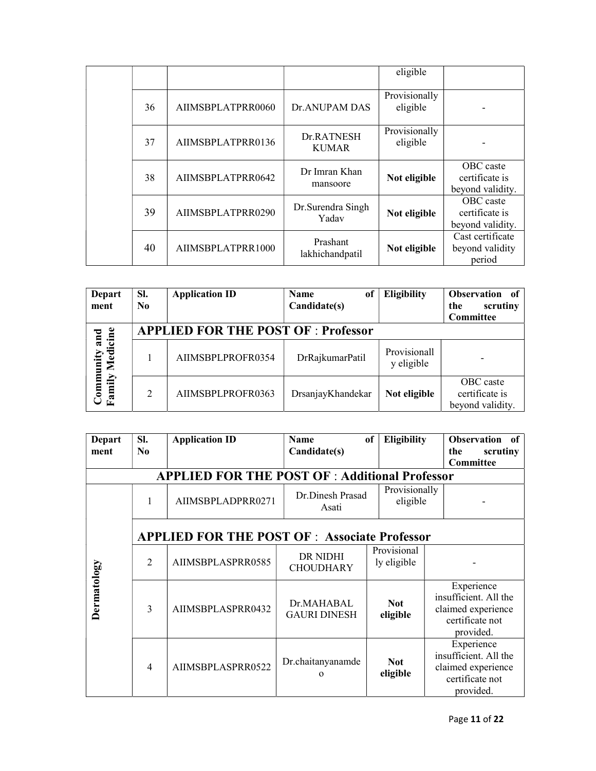| | | | | | |
|---|---|---|---|---|---|
| | | | | eligible | |
| | 36 | AIIMSBPLATPRR0060 | Dr.ANUPAM DAS | Provisionally eligible | - |
| | 37 | AIIMSBPLATPRR0136 | Dr.RATNESH KUMAR | Provisionally eligible | - |
| | 38 | AIIMSBPLATPRR0642 | Dr Imran Khan mansoore | **Not eligible** | OBC caste certificate is beyond validity. |
| | 39 | AIIMSBPLATPRR0290 | Dr.Surendra Singh Yadav | **Not eligible** | OBC caste certificate is beyond validity. |
| | 40 | AIIMSBPLATPRR1000 | Prashant lakhichandpatil | **Not eligible** | Cast certificate beyond validity period |

| Department | Sl. No | Application ID | Name of Candidate(s) | Eligibility | Observation of the scrutiny Committee |
|---|---|---|---|---|---|
| **Community and Family Medicine** | **APPLIED FOR THE POST OF : Professor** | | | | |
| | 1 | AIIMSBPLPROFR0354 | DrRajkumarPatil | Provisionally eligible | - |
| | 2 | AIIMSBPLPROFR0363 | DrsanjayKhandekar | **Not eligible** | OBC caste certificate is beyond validity. |

| Department | Sl. No | Application ID | Name of Candidate(s) | Eligibility | Observation of the scrutiny Committee |
|---|---|---|---|---|---|
| **APPLIED FOR THE POST OF : Additional Professor** | | | | | |
| **Dermatology** | 1 | AIIMSBPLADPRR0271 | Dr.Dinesh Prasad Asati | Provisionally eligible | - |
| | **APPLIED FOR THE POST OF : Associate Professor** | | | | |
| | 2 | AIIMSBPLASPRR0585 | DR NIDHI CHOUDHARY | Provisionally eligible | - |
| | 3 | AIIMSBPLASPRR0432 | Dr.MAHABAL GAURI DINESH | **Not eligible** | Experience insufficient. All the claimed experience certificate not provided. |
| | 4 | AIIMSBPLASPRR0522 | Dr.chaitanyanamdeo | **Not eligible** | Experience insufficient. All the claimed experience certificate not provided. |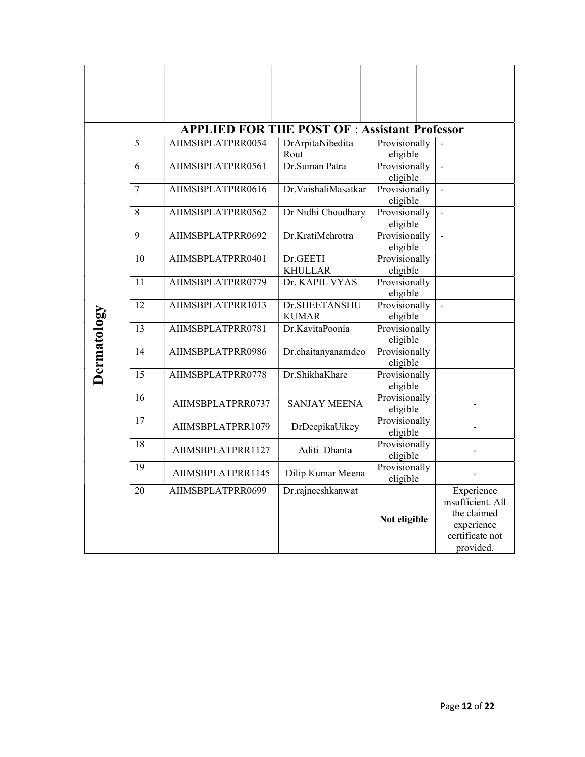| | | | | | |
|---|---|---|---|---|---|
| | | | | | |
| | **APPLIED FOR THE POST OF : Assistant Professor** | | | | |
| Dermatology | 5 | AIIMSBPLATPRR0054 | DrArpitaNibedita Rout | Provisionally eligible | - |
| | 6 | AIIMSBPLATPRR0561 | Dr.Suman Patra | Provisionally eligible | - |
| | 7 | AIIMSBPLATPRR0616 | Dr.VaishaliMasatkar | Provisionally eligible | - |
| | 8 | AIIMSBPLATPRR0562 | Dr Nidhi Choudhary | Provisionally eligible | - |
| | 9 | AIIMSBPLATPRR0692 | Dr.KratiMehrotra | Provisionally eligible | - |
| | 10 | AIIMSBPLATPRR0401 | Dr.GEETI KHULLAR | Provisionally eligible | |
| | 11 | AIIMSBPLATPRR0779 | Dr. KAPIL VYAS | Provisionally eligible | |
| | 12 | AIIMSBPLATPRR1013 | Dr.SHEETANSHU KUMAR | Provisionally eligible | - |
| | 13 | AIIMSBPLATPRR0781 | Dr.KavitaPoonia | Provisionally eligible | |
| | 14 | AIIMSBPLATPRR0986 | Dr.chaitanyanamdeo | Provisionally eligible | |
| | 15 | AIIMSBPLATPRR0778 | Dr.ShikhaKhare | Provisionally eligible | |
| | 16 | AIIMSBPLATPRR0737 | SANJAY MEENA | Provisionally eligible | - |
| | 17 | AIIMSBPLATPRR1079 | DrDeepikaUikey | Provisionally eligible | - |
| | 18 | AIIMSBPLATPRR1127 | Aditi Dhanta | Provisionally eligible | - |
| | 19 | AIIMSBPLATPRR1145 | Dilip Kumar Meena | Provisionally eligible | - |
| | 20 | AIIMSBPLATPRR0699 | Dr.rajneeshkanwat | **Not eligible** | Experience insufficient. All the claimed experience certificate not provided. |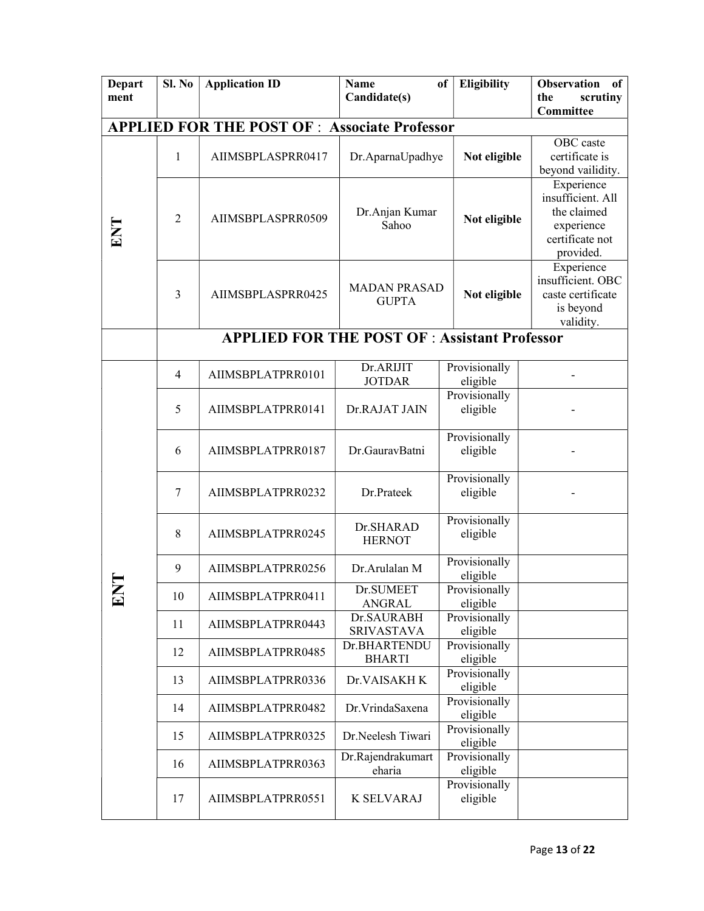| Department | Sl. No | Application ID | Name of Candidate(s) | Eligibility | Observation of the scrutiny Committee |
|---|---|---|---|---|---|
| **APPLIED FOR THE POST OF : Associate Professor** | | | | | |
| ENT | 1 | AIIMSBPLASPRR0417 | Dr.AparnaUpadhye | **Not eligible** | OBC caste certificate is beyond vailidity. |
| ENT | 2 | AIIMSBPLASPRR0509 | Dr.Anjan Kumar Sahoo | **Not eligible** | Experience insufficient. All the claimed experience certificate not provided. |
| ENT | 3 | AIIMSBPLASPRR0425 | MADAN PRASAD GUPTA | **Not eligible** | Experience insufficient. OBC caste certificate is beyond validity. |
| | **APPLIED FOR THE POST OF : Assistant Professor** | | | | |
| ENT | 4 | AIIMSBPLATPRR0101 | Dr.ARIJIT JOTDAR | Provisionally eligible | - |
| ENT | 5 | AIIMSBPLATPRR0141 | Dr.RAJAT JAIN | Provisionally eligible | - |
| ENT | 6 | AIIMSBPLATPRR0187 | Dr.GauravBatni | Provisionally eligible | - |
| ENT | 7 | AIIMSBPLATPRR0232 | Dr.Prateek | Provisionally eligible | - |
| ENT | 8 | AIIMSBPLATPRR0245 | Dr.SHARAD HERNOT | Provisionally eligible | |
| ENT | 9 | AIIMSBPLATPRR0256 | Dr.Arulalan M | Provisionally eligible | |
| ENT | 10 | AIIMSBPLATPRR0411 | Dr.SUMEET ANGRAL | Provisionally eligible | |
| ENT | 11 | AIIMSBPLATPRR0443 | Dr.SAURABH SRIVASTAVA | Provisionally eligible | |
| ENT | 12 | AIIMSBPLATPRR0485 | Dr.BHARTENDU BHARTI | Provisionally eligible | |
| ENT | 13 | AIIMSBPLATPRR0336 | Dr.VAISAKH K | Provisionally eligible | |
| ENT | 14 | AIIMSBPLATPRR0482 | Dr.VrindaSaxena | Provisionally eligible | |
| ENT | 15 | AIIMSBPLATPRR0325 | Dr.Neelesh Tiwari | Provisionally eligible | |
| ENT | 16 | AIIMSBPLATPRR0363 | Dr.Rajendrakumartеharia | Provisionally eligible | |
| ENT | 17 | AIIMSBPLATPRR0551 | K SELVARAJ | Provisionally eligible | |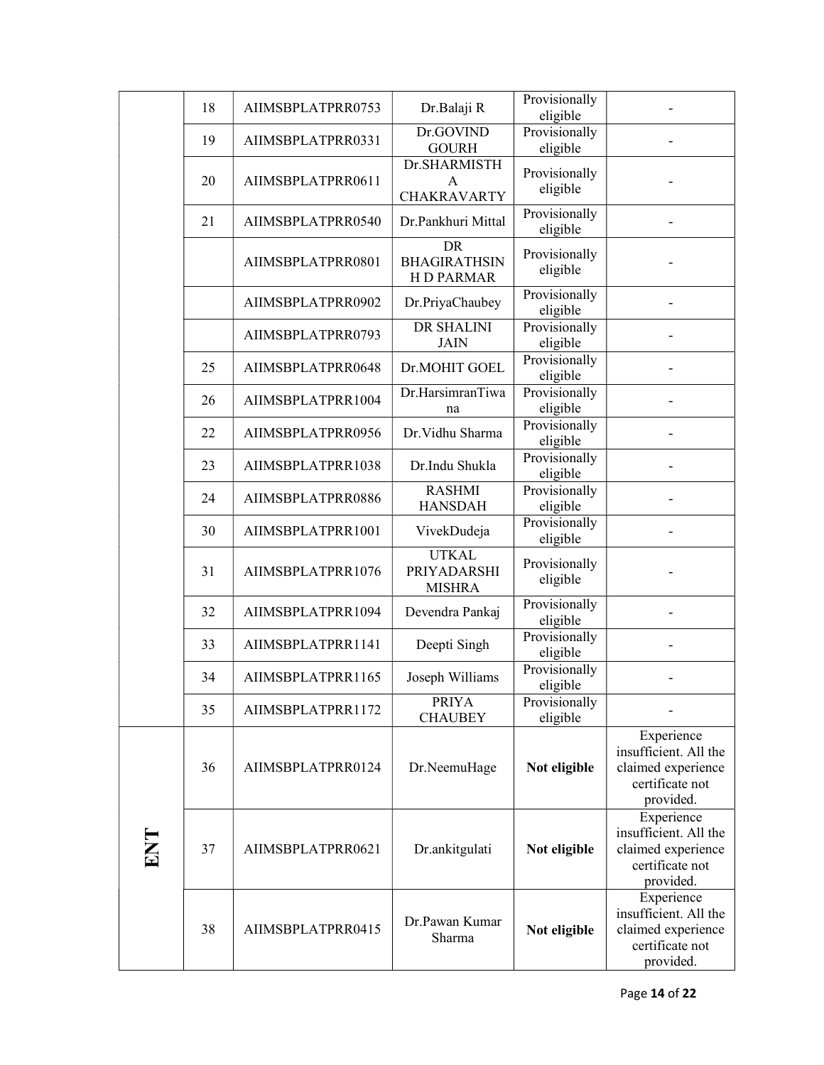| | | | | | |
|---|---|---|---|---|---|
| | 18 | AIIMSBPLATPRR0753 | Dr.Balaji R | Provisionally eligible | - |
| | 19 | AIIMSBPLATPRR0331 | Dr.GOVIND GOURH | Provisionally eligible | - |
| | 20 | AIIMSBPLATPRR0611 | Dr.SHARMISTHA CHAKRAVARTY | Provisionally eligible | - |
| | 21 | AIIMSBPLATPRR0540 | Dr.Pankhuri Mittal | Provisionally eligible | - |
| | | AIIMSBPLATPRR0801 | DR BHAGIRATHSINH D PARMAR | Provisionally eligible | - |
| | | AIIMSBPLATPRR0902 | Dr.PriyaChaubey | Provisionally eligible | - |
| | | AIIMSBPLATPRR0793 | DR SHALINI JAIN | Provisionally eligible | - |
| | 25 | AIIMSBPLATPRR0648 | Dr.MOHIT GOEL | Provisionally eligible | - |
| | 26 | AIIMSBPLATPRR1004 | Dr.HarsimranTiwana | Provisionally eligible | - |
| | 22 | AIIMSBPLATPRR0956 | Dr.Vidhu Sharma | Provisionally eligible | - |
| | 23 | AIIMSBPLATPRR1038 | Dr.Indu Shukla | Provisionally eligible | - |
| | 24 | AIIMSBPLATPRR0886 | RASHMI HANSDAH | Provisionally eligible | - |
| | 30 | AIIMSBPLATPRR1001 | VivekDudeja | Provisionally eligible | - |
| | 31 | AIIMSBPLATPRR1076 | UTKAL PRIYADARSHI MISHRA | Provisionally eligible | - |
| | 32 | AIIMSBPLATPRR1094 | Devendra Pankaj | Provisionally eligible | - |
| | 33 | AIIMSBPLATPRR1141 | Deepti Singh | Provisionally eligible | - |
| | 34 | AIIMSBPLATPRR1165 | Joseph Williams | Provisionally eligible | - |
| | 35 | AIIMSBPLATPRR1172 | PRIYA CHAUBEY | Provisionally eligible | - |
| **ENT** | 36 | AIIMSBPLATPRR0124 | Dr.NeemuHage | **Not eligible** | Experience insufficient. All the claimed experience certificate not provided. |
| | 37 | AIIMSBPLATPRR0621 | Dr.ankitgulati | **Not eligible** | Experience insufficient. All the claimed experience certificate not provided. |
| | 38 | AIIMSBPLATPRR0415 | Dr.Pawan Kumar Sharma | **Not eligible** | Experience insufficient. All the claimed experience certificate not provided. |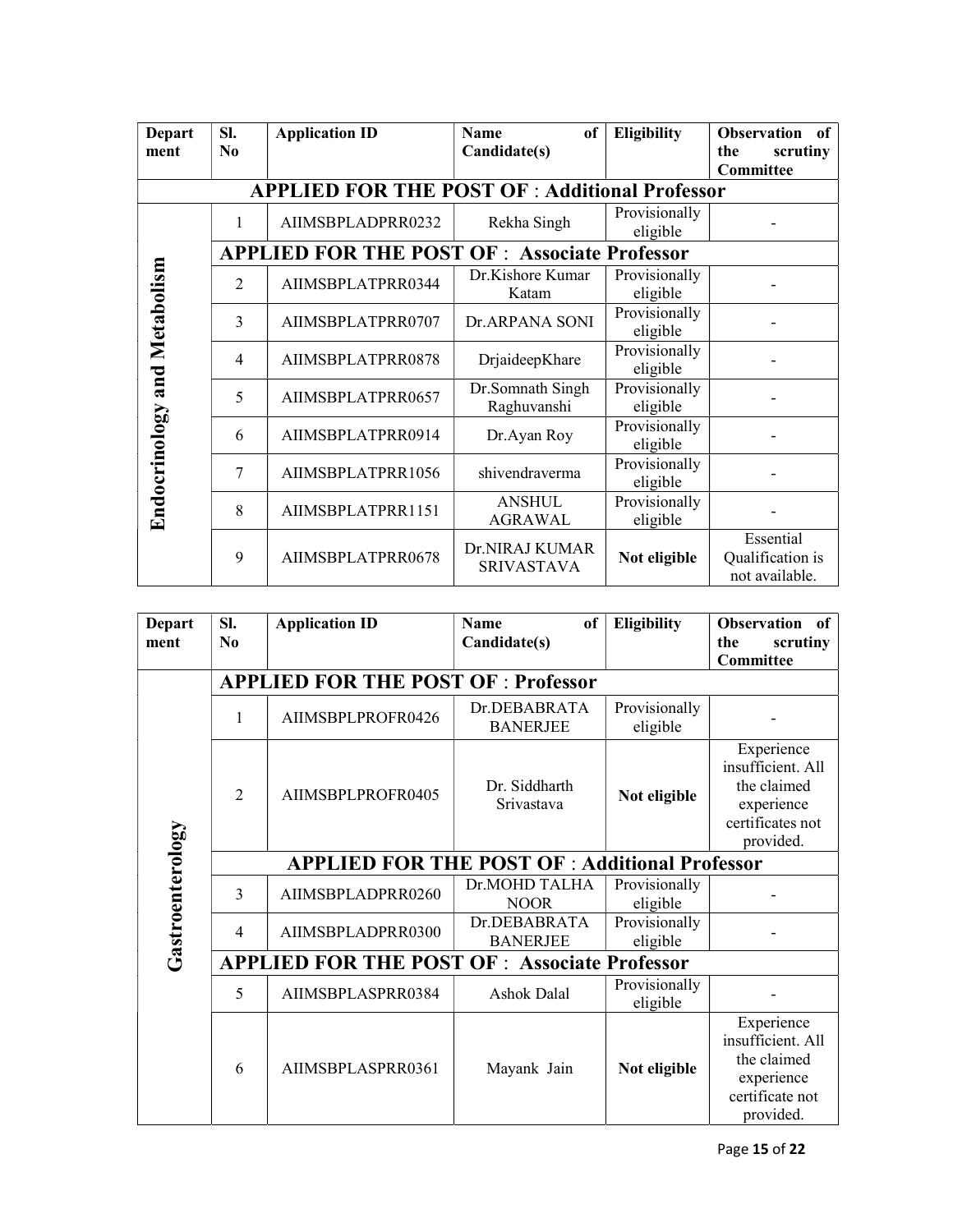| Department | Sl. No | Application ID | Name of Candidate(s) | Eligibility | Observation of the scrutiny Committee |
|---|---|---|---|---|---|
| **Endocrinology and Metabolism** | **APPLIED FOR THE POST OF : Additional Professor** | | | | |
| | 1 | AIIMSBPLADPRR0232 | Rekha Singh | Provisionally eligible | - |
| | **APPLIED FOR THE POST OF : Associate Professor** | | | | |
| | 2 | AIIMSBPLATPRR0344 | Dr.Kishore Kumar Katam | Provisionally eligible | - |
| | 3 | AIIMSBPLATPRR0707 | Dr.ARPANA SONI | Provisionally eligible | - |
| | 4 | AIIMSBPLATPRR0878 | DrjaideepKhare | Provisionally eligible | - |
| | 5 | AIIMSBPLATPRR0657 | Dr.Somnath Singh Raghuvanshi | Provisionally eligible | - |
| | 6 | AIIMSBPLATPRR0914 | Dr.Ayan Roy | Provisionally eligible | - |
| | 7 | AIIMSBPLATPRR1056 | shivendraverma | Provisionally eligible | - |
| | 8 | AIIMSBPLATPRR1151 | ANSHUL AGRAWAL | Provisionally eligible | - |
| | 9 | AIIMSBPLATPRR0678 | Dr.NIRAJ KUMAR SRIVASTAVA | **Not eligible** | Essential Qualification is not available. |

| Department | Sl. No | Application ID | Name of Candidate(s) | Eligibility | Observation of the scrutiny Committee |
|---|---|---|---|---|---|
| **Gastroenterology** | **APPLIED FOR THE POST OF : Professor** | | | | |
| | 1 | AIIMSBPLPROFR0426 | Dr.DEBABRATA BANERJEE | Provisionally eligible | - |
| | 2 | AIIMSBPLPROFR0405 | Dr. Siddharth Srivastava | **Not eligible** | Experience insufficient. All the claimed experience certificates not provided. |
| | **APPLIED FOR THE POST OF : Additional Professor** | | | | |
| | 3 | AIIMSBPLADPRR0260 | Dr.MOHD TALHA NOOR | Provisionally eligible | - |
| | 4 | AIIMSBPLADPRR0300 | Dr.DEBABRATA BANERJEE | Provisionally eligible | - |
| | **APPLIED FOR THE POST OF : Associate Professor** | | | | |
| | 5 | AIIMSBPLASPRR0384 | Ashok Dalal | Provisionally eligible | - |
| | 6 | AIIMSBPLASPRR0361 | Mayank Jain | **Not eligible** | Experience insufficient. All the claimed experience certificate not provided. |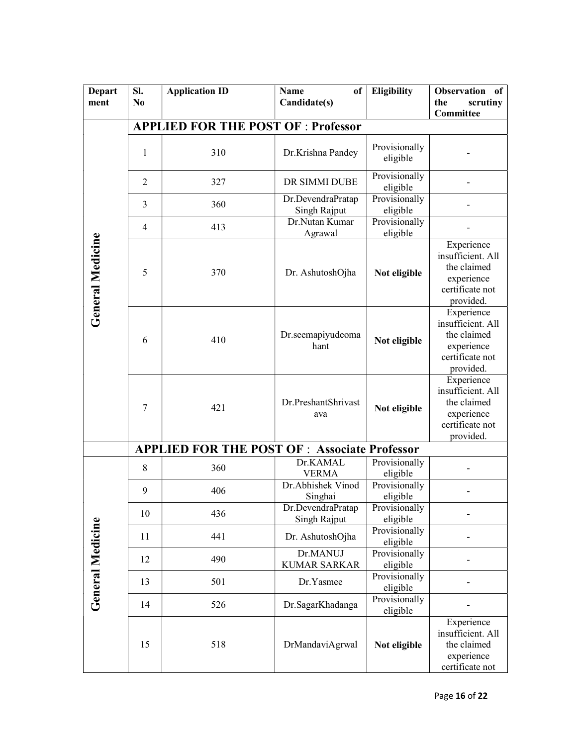| Department | Sl. No | Application ID | Name of Candidate(s) | Eligibility | Observation of the scrutiny Committee |
|---|---|---|---|---|---|
| | **APPLIED FOR THE POST OF : Professor** | | | | |
| General Medicine | 1 | 310 | Dr.Krishna Pandey | Provisionally eligible | - |
| | 2 | 327 | DR SIMMI DUBE | Provisionally eligible | - |
| | 3 | 360 | Dr.DevendraPratap Singh Rajput | Provisionally eligible | - |
| | 4 | 413 | Dr.Nutan Kumar Agrawal | Provisionally eligible | - |
| | 5 | 370 | Dr. AshutoshOjha | **Not eligible** | Experience insufficient. All the claimed experience certificate not provided. |
| | 6 | 410 | Dr.seemapiyudeomahant | **Not eligible** | Experience insufficient. All the claimed experience certificate not provided. |
| | 7 | 421 | Dr.PreshantShrivastava | **Not eligible** | Experience insufficient. All the claimed experience certificate not provided. |
| | **APPLIED FOR THE POST OF : Associate Professor** | | | | |
| General Medicine | 8 | 360 | Dr.KAMAL VERMA | Provisionally eligible | - |
| | 9 | 406 | Dr.Abhishek Vinod Singhai | Provisionally eligible | - |
| | 10 | 436 | Dr.DevendraPratap Singh Rajput | Provisionally eligible | - |
| | 11 | 441 | Dr. AshutoshOjha | Provisionally eligible | - |
| | 12 | 490 | Dr.MANUJ KUMAR SARKAR | Provisionally eligible | - |
| | 13 | 501 | Dr.Yasmee | Provisionally eligible | - |
| | 14 | 526 | Dr.SagarKhadanga | Provisionally eligible | - |
| | 15 | 518 | DrMandaviAgrwal | **Not eligible** | Experience insufficient. All the claimed experience certificate not |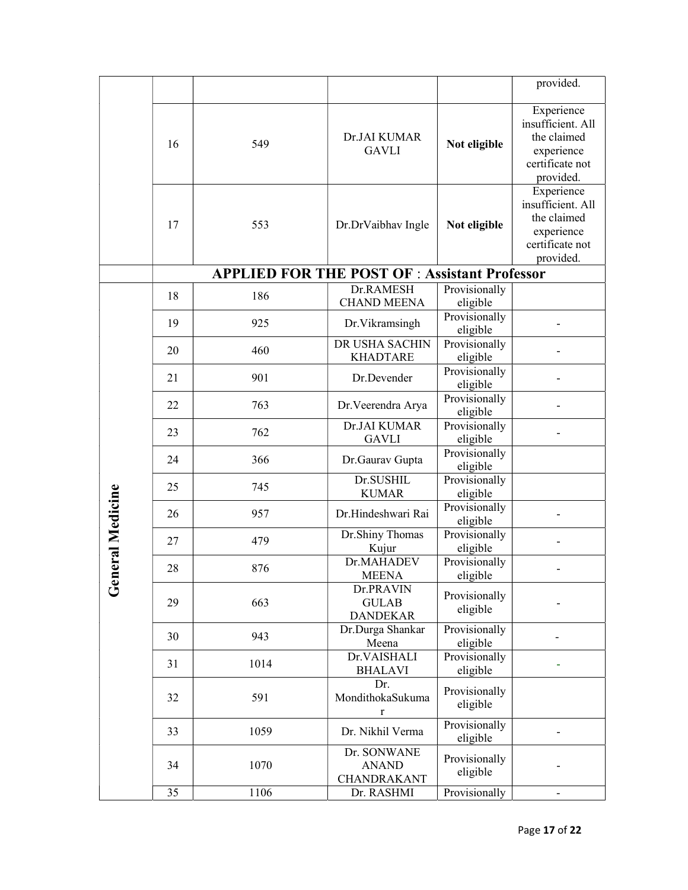| | | | | | |
|---|---|---|---|---|---|
| | | | | | provided. |
| | 16 | 549 | Dr.JAI KUMAR GAVLI | **Not eligible** | Experience insufficient. All the claimed experience certificate not provided. |
| | 17 | 553 | Dr.DrVaibhav Ingle | **Not eligible** | Experience insufficient. All the claimed experience certificate not provided. |
| | **APPLIED FOR THE POST OF : Assistant Professor** | | | | |
| **General Medicine** | 18 | 186 | Dr.RAMESH CHAND MEENA | Provisionally eligible | |
| | 19 | 925 | Dr.Vikramsingh | Provisionally eligible | - |
| | 20 | 460 | DR USHA SACHIN KHADTARE | Provisionally eligible | - |
| | 21 | 901 | Dr.Devender | Provisionally eligible | - |
| | 22 | 763 | Dr.Veerendra Arya | Provisionally eligible | - |
| | 23 | 762 | Dr.JAI KUMAR GAVLI | Provisionally eligible | - |
| | 24 | 366 | Dr.Gaurav Gupta | Provisionally eligible | |
| | 25 | 745 | Dr.SUSHIL KUMAR | Provisionally eligible | |
| | 26 | 957 | Dr.Hindeshwari Rai | Provisionally eligible | - |
| | 27 | 479 | Dr.Shiny Thomas Kujur | Provisionally eligible | - |
| | 28 | 876 | Dr.MAHADEV MEENA | Provisionally eligible | - |
| | 29 | 663 | Dr.PRAVIN GULAB DANDEKAR | Provisionally eligible | - |
| | 30 | 943 | Dr.Durga Shankar Meena | Provisionally eligible | - |
| | 31 | 1014 | Dr.VAISHALI BHALAVI | Provisionally eligible | - |
| | 32 | 591 | Dr. MondithokaSukumar | Provisionally eligible | |
| | 33 | 1059 | Dr. Nikhil Verma | Provisionally eligible | - |
| | 34 | 1070 | Dr. SONWANE ANAND CHANDRAKANT | Provisionally eligible | - |
| | 35 | 1106 | Dr. RASHMI | Provisionally | - |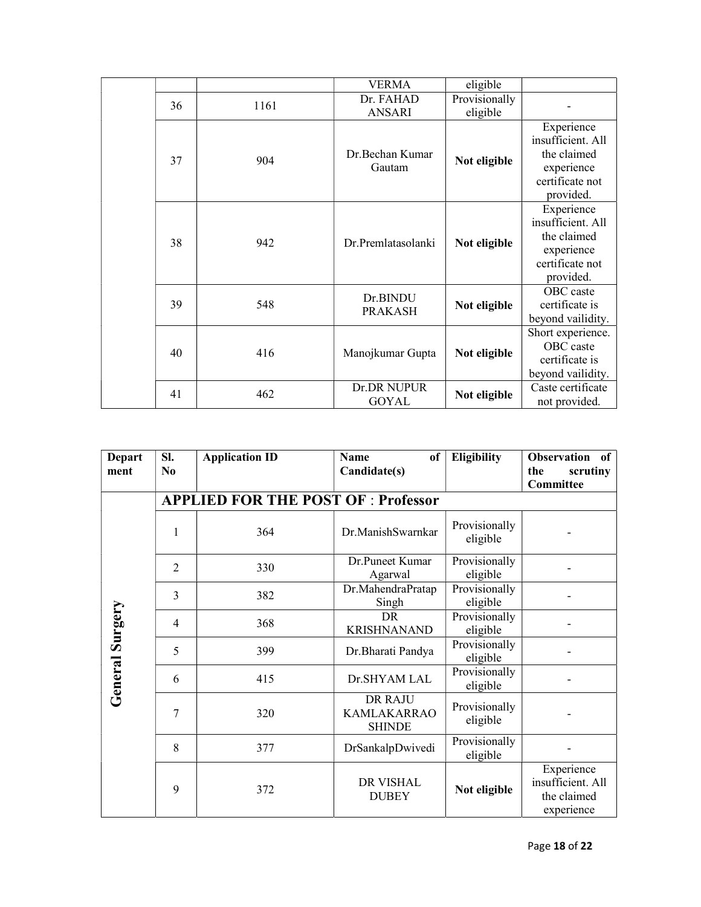| | | | VERMA | eligible | |
|---|---|---|---|---|---|
| | 36 | 1161 | Dr. FAHAD ANSARI | Provisionally eligible | - |
| | 37 | 904 | Dr.Bechan Kumar Gautam | **Not eligible** | Experience insufficient. All the claimed experience certificate not provided. |
| | 38 | 942 | Dr.Premlatasolanki | **Not eligible** | Experience insufficient. All the claimed experience certificate not provided. |
| | 39 | 548 | Dr.BINDU PRAKASH | **Not eligible** | OBC caste certificate is beyond vailidity. |
| | 40 | 416 | Manojkumar Gupta | **Not eligible** | Short experience. OBC caste certificate is beyond vailidity. |
| | 41 | 462 | Dr.DR NUPUR GOYAL | **Not eligible** | Caste certificate not provided. |

| **Department** | **Sl. No** | **Application ID** | **Name of Candidate(s)** | **Eligibility** | **Observation of the scrutiny Committee** |
|---|---|---|---|---|---|
| **General Surgery** | **APPLIED FOR THE POST OF : Professor** | | | | |
| | 1 | 364 | Dr.ManishSwarnkar | Provisionally eligible | - |
| | 2 | 330 | Dr.Puneet Kumar Agarwal | Provisionally eligible | - |
| | 3 | 382 | Dr.MahendraPratap Singh | Provisionally eligible | - |
| | 4 | 368 | DR KRISHNANAND | Provisionally eligible | - |
| | 5 | 399 | Dr.Bharati Pandya | Provisionally eligible | - |
| | 6 | 415 | Dr.SHYAM LAL | Provisionally eligible | - |
| | 7 | 320 | DR RAJU KAMLAKARRAO SHINDE | Provisionally eligible | - |
| | 8 | 377 | DrSankalpDwivedi | Provisionally eligible | - |
| | 9 | 372 | DR VISHAL DUBEY | **Not eligible** | Experience insufficient. All the claimed experience |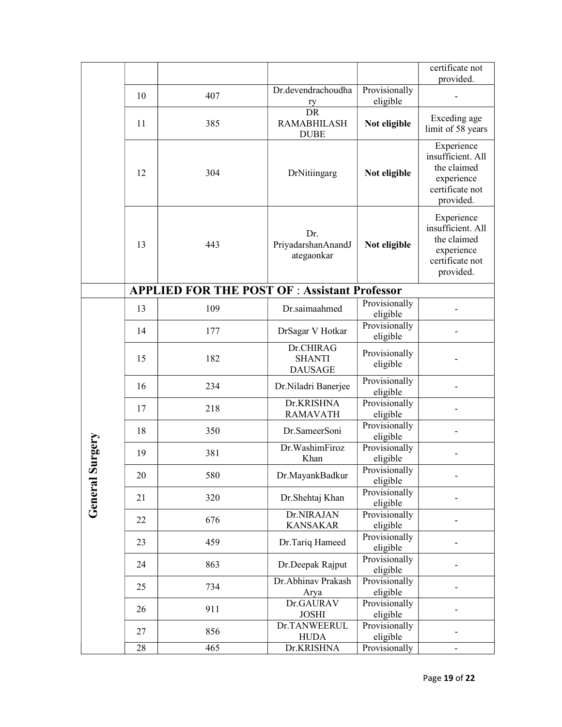| | | | | | |
|---|---|---|---|---|---|
| | | | | | certificate not provided. |
| | 10 | 407 | Dr.devendrachoudhary | Provisionally eligible | - |
| | 11 | 385 | DR RAMABHILASH DUBE | **Not eligible** | Exceding age limit of 58 years |
| | 12 | 304 | DrNitiingarg | **Not eligible** | Experience insufficient. All the claimed experience certificate not provided. |
| | 13 | 443 | Dr. PriyadarshanAnandJategaonkar | **Not eligible** | Experience insufficient. All the claimed experience certificate not provided. |
| | **APPLIED FOR THE POST OF** : **Assistant Professor** | | | | |
| **General Surgery** | 13 | 109 | Dr.saimaahmed | Provisionally eligible | - |
| | 14 | 177 | DrSagar V Hotkar | Provisionally eligible | - |
| | 15 | 182 | Dr.CHIRAG SHANTI DAUSAGE | Provisionally eligible | - |
| | 16 | 234 | Dr.Niladri Banerjee | Provisionally eligible | - |
| | 17 | 218 | Dr.KRISHNA RAMAVATH | Provisionally eligible | - |
| | 18 | 350 | Dr.SameerSoni | Provisionally eligible | - |
| | 19 | 381 | Dr.WashimFiroz Khan | Provisionally eligible | - |
| | 20 | 580 | Dr.MayankBadkur | Provisionally eligible | - |
| | 21 | 320 | Dr.Shehtaj Khan | Provisionally eligible | - |
| | 22 | 676 | Dr.NIRAJAN KANSAKAR | Provisionally eligible | - |
| | 23 | 459 | Dr.Tariq Hameed | Provisionally eligible | - |
| | 24 | 863 | Dr.Deepak Rajput | Provisionally eligible | - |
| | 25 | 734 | Dr.Abhinav Prakash Arya | Provisionally eligible | - |
| | 26 | 911 | Dr.GAURAV JOSHI | Provisionally eligible | - |
| | 27 | 856 | Dr.TANWEERUL HUDA | Provisionally eligible | - |
| | 28 | 465 | Dr.KRISHNA | Provisionally | - |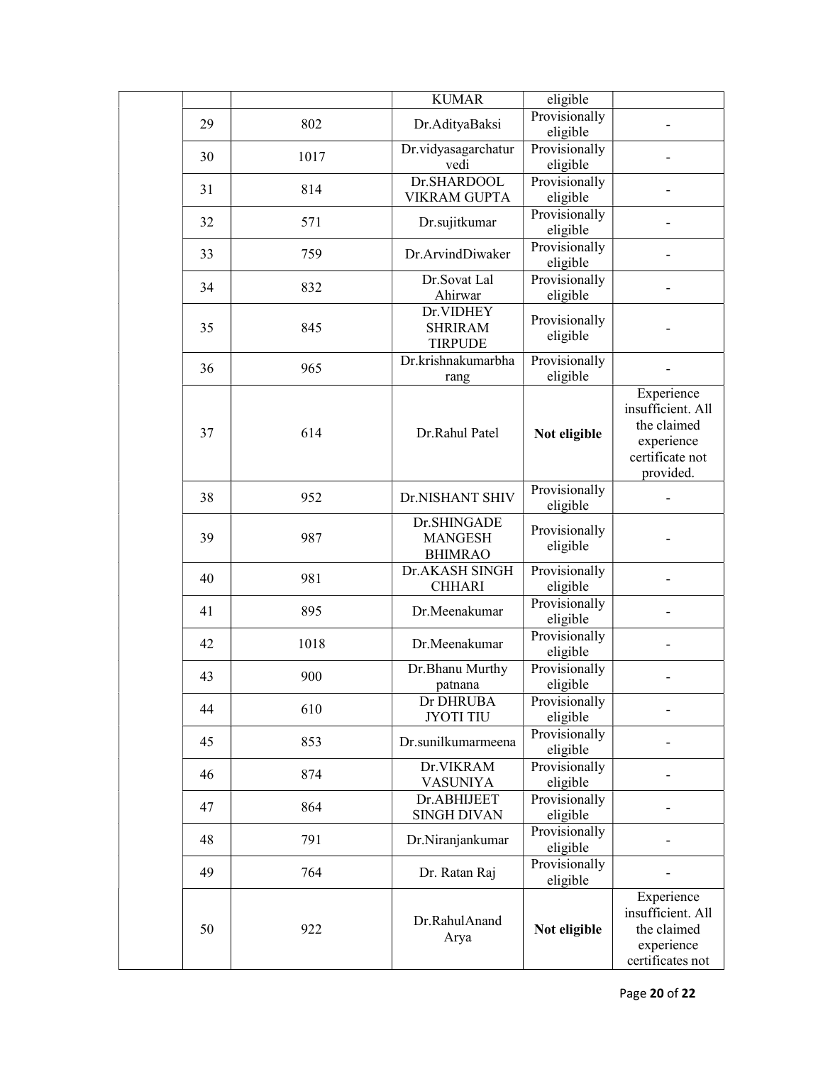| | | | | | |
|---|---|---|---|---|---|
| | | | KUMAR | eligible | |
| | 29 | 802 | Dr.AdityaBaksi | Provisionally eligible | - |
| | 30 | 1017 | Dr.vidyasagarchaturvedi | Provisionally eligible | - |
| | 31 | 814 | Dr.SHARDOOL VIKRAM GUPTA | Provisionally eligible | - |
| | 32 | 571 | Dr.sujitkumar | Provisionally eligible | - |
| | 33 | 759 | Dr.ArvindDiwaker | Provisionally eligible | - |
| | 34 | 832 | Dr.Sovat Lal Ahirwar | Provisionally eligible | - |
| | 35 | 845 | Dr.VIDHEY SHRIRAM TIRPUDE | Provisionally eligible | - |
| | 36 | 965 | Dr.krishnakumarbharang | Provisionally eligible | - |
| | 37 | 614 | Dr.Rahul Patel | **Not eligible** | Experience insufficient. All the claimed experience certificate not provided. |
| | 38 | 952 | Dr.NISHANT SHIV | Provisionally eligible | - |
| | 39 | 987 | Dr.SHINGADE MANGESH BHIMRAO | Provisionally eligible | - |
| | 40 | 981 | Dr.AKASH SINGH CHHARI | Provisionally eligible | - |
| | 41 | 895 | Dr.Meenakumar | Provisionally eligible | - |
| | 42 | 1018 | Dr.Meenakumar | Provisionally eligible | - |
| | 43 | 900 | Dr.Bhanu Murthy patnana | Provisionally eligible | - |
| | 44 | 610 | Dr DHRUBA JYOTI TIU | Provisionally eligible | - |
| | 45 | 853 | Dr.sunilkumarmeena | Provisionally eligible | - |
| | 46 | 874 | Dr.VIKRAM VASUNIYA | Provisionally eligible | - |
| | 47 | 864 | Dr.ABHIJEET SINGH DIVAN | Provisionally eligible | - |
| | 48 | 791 | Dr.Niranjankumar | Provisionally eligible | - |
| | 49 | 764 | Dr. Ratan Raj | Provisionally eligible | - |
| | 50 | 922 | Dr.RahulAnand Arya | **Not eligible** | Experience insufficient. All the claimed experience certificates not |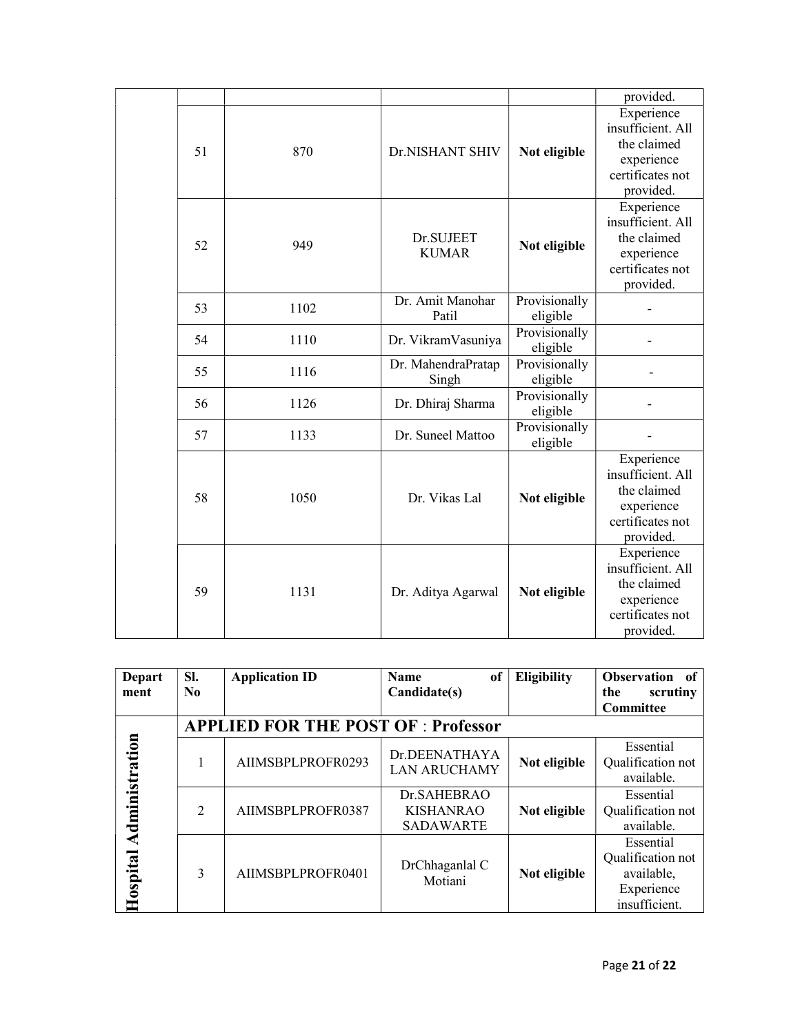| | | | | | provided. |
|---|---|---|---|---|---|
| | 51 | 870 | Dr.NISHANT SHIV | **Not eligible** | Experience insufficient. All the claimed experience certificates not provided. |
| | 52 | 949 | Dr.SUJEET KUMAR | **Not eligible** | Experience insufficient. All the claimed experience certificates not provided. |
| | 53 | 1102 | Dr. Amit Manohar Patil | Provisionally eligible | - |
| | 54 | 1110 | Dr. VikramVasuniya | Provisionally eligible | - |
| | 55 | 1116 | Dr. MahendraPratap Singh | Provisionally eligible | - |
| | 56 | 1126 | Dr. Dhiraj Sharma | Provisionally eligible | - |
| | 57 | 1133 | Dr. Suneel Mattoo | Provisionally eligible | - |
| | 58 | 1050 | Dr. Vikas Lal | **Not eligible** | Experience insufficient. All the claimed experience certificates not provided. |
| | 59 | 1131 | Dr. Aditya Agarwal | **Not eligible** | Experience insufficient. All the claimed experience certificates not provided. |

| Department | Sl. No | Application ID | Name of Candidate(s) | Eligibility | Observation of the scrutiny Committee |
|---|---|---|---|---|---|
| **Hospital Administration** | **APPLIED FOR THE POST OF : Professor** | | | | |
| | 1 | AIIMSBPLPROFR0293 | Dr.DEENATHAYALAN ARUCHAMY | **Not eligible** | Essential Qualification not available. |
| | 2 | AIIMSBPLPROFR0387 | Dr.SAHEBRAO KISHANRAO SADAWARTE | **Not eligible** | Essential Qualification not available. |
| | 3 | AIIMSBPLPROFR0401 | DrChhaganlal C Motiani | **Not eligible** | Essential Qualification not available, Experience insufficient. |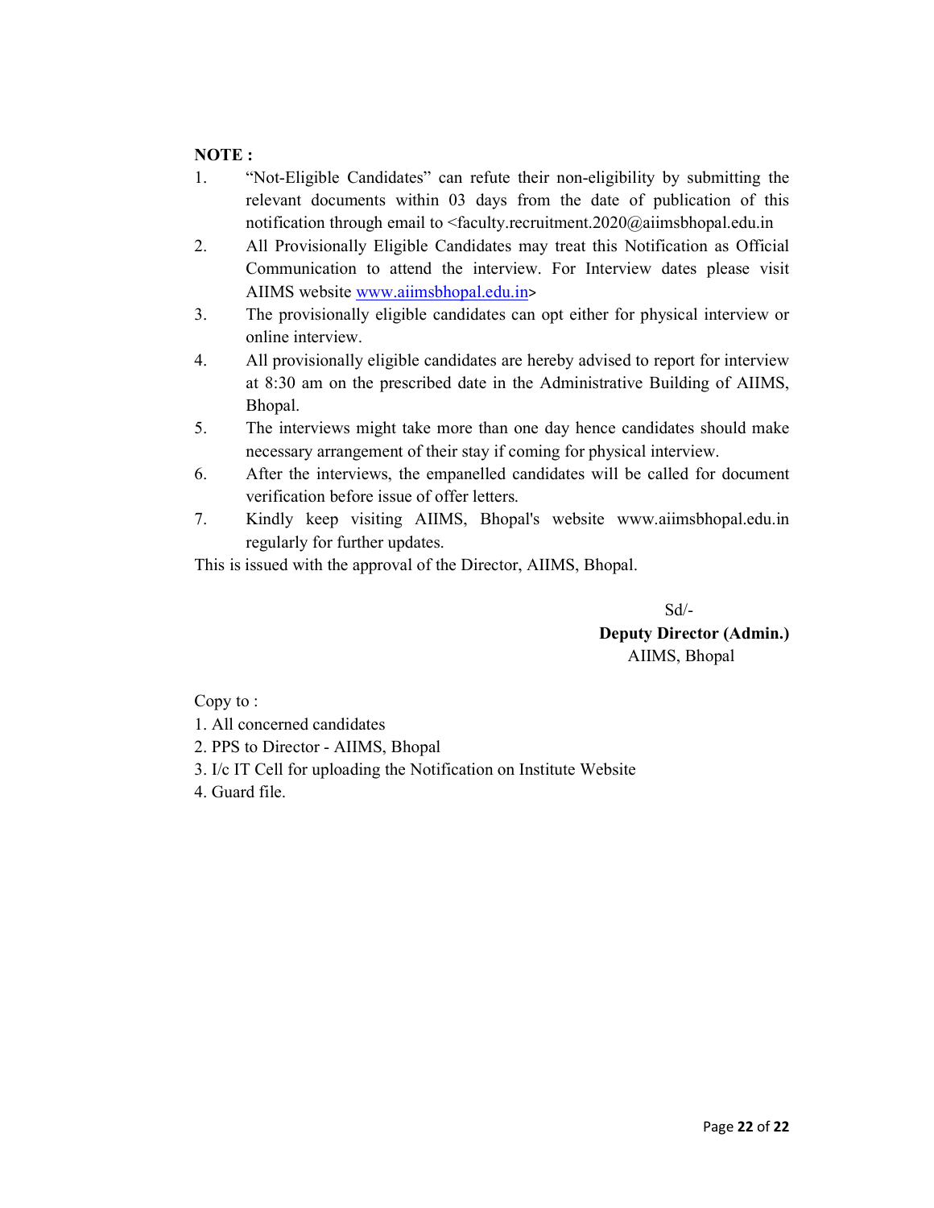**NOTE :**

1. "Not-Eligible Candidates" can refute their non-eligibility by submitting the relevant documents within 03 days from the date of publication of this notification through email to <faculty.recruitment.2020@aiimsbhopal.edu.in
2. All Provisionally Eligible Candidates may treat this Notification as Official Communication to attend the interview. For Interview dates please visit AIIMS website www.aiimsbhopal.edu.in>
3. The provisionally eligible candidates can opt either for physical interview or online interview.
4. All provisionally eligible candidates are hereby advised to report for interview at 8:30 am on the prescribed date in the Administrative Building of AIIMS, Bhopal.
5. The interviews might take more than one day hence candidates should make necessary arrangement of their stay if coming for physical interview.
6. After the interviews, the empanelled candidates will be called for document verification before issue of offer letters.
7. Kindly keep visiting AIIMS, Bhopal's website www.aiimsbhopal.edu.in regularly for further updates.

This is issued with the approval of the Director, AIIMS, Bhopal.

Sd/-
**Deputy Director (Admin.)**
AIIMS, Bhopal

Copy to :

1. All concerned candidates
2. PPS to Director - AIIMS, Bhopal
3. I/c IT Cell for uploading the Notification on Institute Website
4. Guard file.